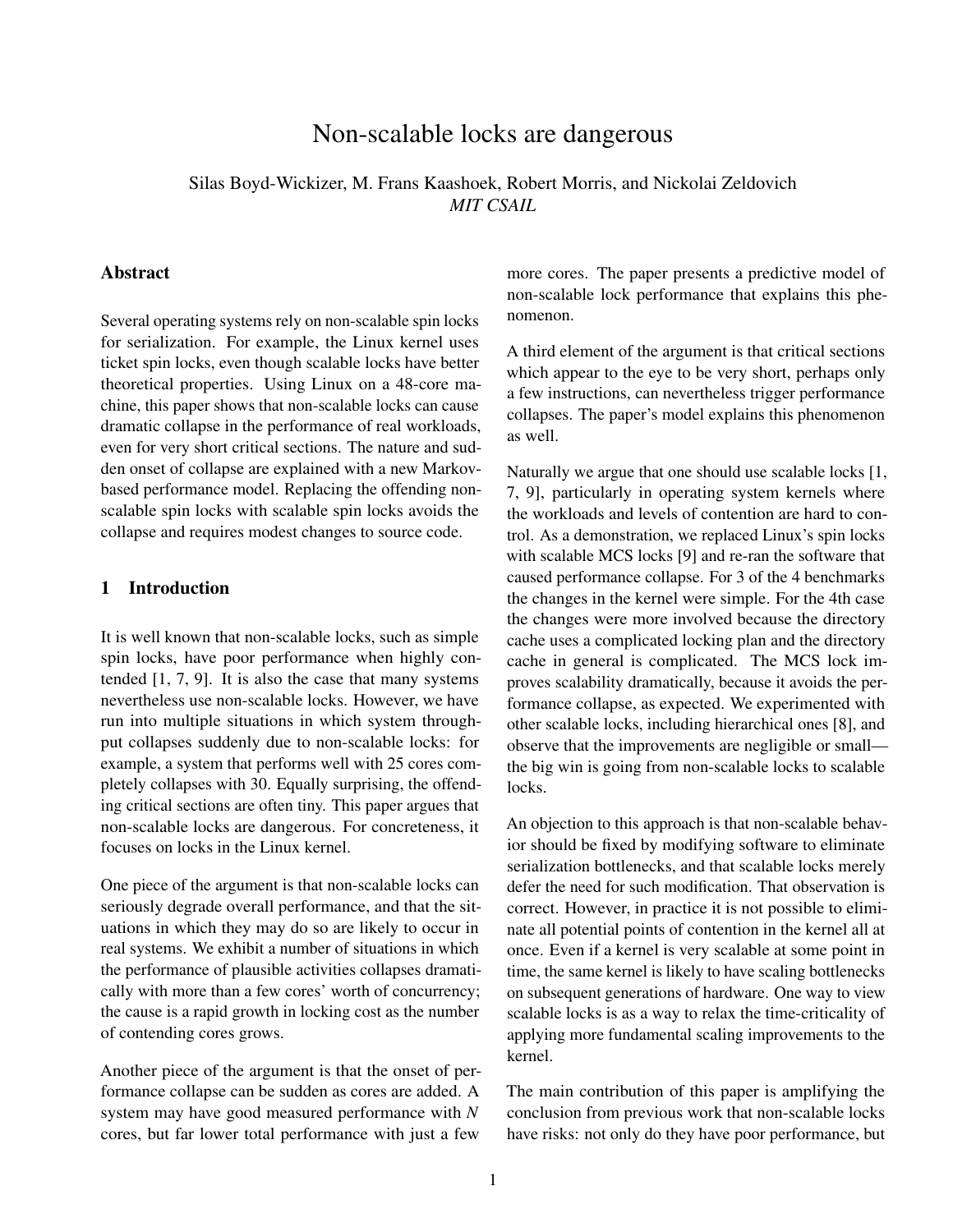# Non-scalable locks are dangerous

Silas Boyd-Wickizer, M. Frans Kaashoek, Robert Morris, and Nickolai Zeldovich
*MIT CSAIL*

## Abstract

Several operating systems rely on non-scalable spin locks for serialization. For example, the Linux kernel uses ticket spin locks, even though scalable locks have better theoretical properties. Using Linux on a 48-core machine, this paper shows that non-scalable locks can cause dramatic collapse in the performance of real workloads, even for very short critical sections. The nature and sudden onset of collapse are explained with a new Markov-based performance model. Replacing the offending non-scalable spin locks with scalable spin locks avoids the collapse and requires modest changes to source code.

## 1 Introduction

It is well known that non-scalable locks, such as simple spin locks, have poor performance when highly contended [1, 7, 9]. It is also the case that many systems nevertheless use non-scalable locks. However, we have run into multiple situations in which system throughput collapses suddenly due to non-scalable locks: for example, a system that performs well with 25 cores completely collapses with 30. Equally surprising, the offending critical sections are often tiny. This paper argues that non-scalable locks are dangerous. For concreteness, it focuses on locks in the Linux kernel.

One piece of the argument is that non-scalable locks can seriously degrade overall performance, and that the situations in which they may do so are likely to occur in real systems. We exhibit a number of situations in which the performance of plausible activities collapses dramatically with more than a few cores' worth of concurrency; the cause is a rapid growth in locking cost as the number of contending cores grows.

Another piece of the argument is that the onset of performance collapse can be sudden as cores are added. A system may have good measured performance with $N$ cores, but far lower total performance with just a few more cores. The paper presents a predictive model of non-scalable lock performance that explains this phenomenon.

A third element of the argument is that critical sections which appear to the eye to be very short, perhaps only a few instructions, can nevertheless trigger performance collapses. The paper's model explains this phenomenon as well.

Naturally we argue that one should use scalable locks [1, 7, 9], particularly in operating system kernels where the workloads and levels of contention are hard to control. As a demonstration, we replaced Linux's spin locks with scalable MCS locks [9] and re-ran the software that caused performance collapse. For 3 of the 4 benchmarks the changes in the kernel were simple. For the 4th case the changes were more involved because the directory cache uses a complicated locking plan and the directory cache in general is complicated. The MCS lock improves scalability dramatically, because it avoids the performance collapse, as expected. We experimented with other scalable locks, including hierarchical ones [8], and observe that the improvements are negligible or small—the big win is going from non-scalable locks to scalable locks.

An objection to this approach is that non-scalable behavior should be fixed by modifying software to eliminate serialization bottlenecks, and that scalable locks merely defer the need for such modification. That observation is correct. However, in practice it is not possible to eliminate all potential points of contention in the kernel all at once. Even if a kernel is very scalable at some point in time, the same kernel is likely to have scaling bottlenecks on subsequent generations of hardware. One way to view scalable locks is as a way to relax the time-criticality of applying more fundamental scaling improvements to the kernel.

The main contribution of this paper is amplifying the conclusion from previous work that non-scalable locks have risks: not only do they have poor performance, but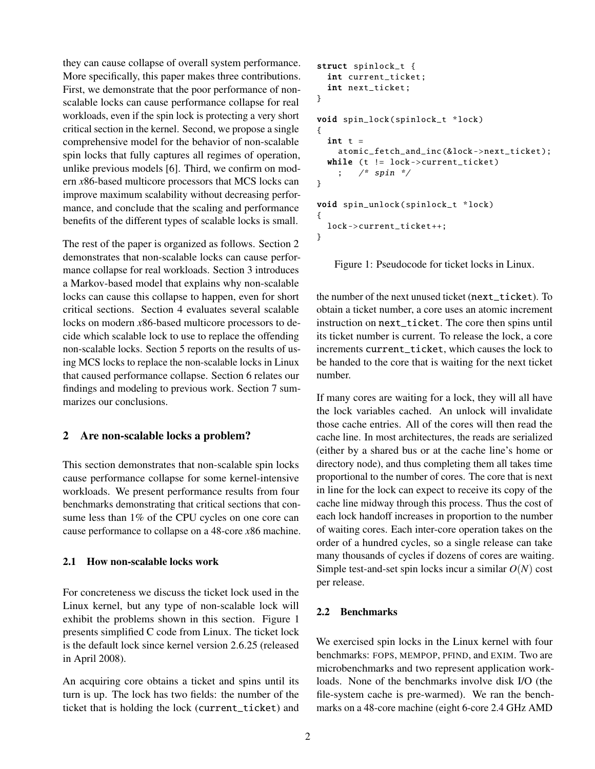they can cause collapse of overall system performance. More specifically, this paper makes three contributions. First, we demonstrate that the poor performance of non-scalable locks can cause performance collapse for real workloads, even if the spin lock is protecting a very short critical section in the kernel. Second, we propose a single comprehensive model for the behavior of non-scalable spin locks that fully captures all regimes of operation, unlike previous models [6]. Third, we confirm on modern *x*86-based multicore processors that MCS locks can improve maximum scalability without decreasing performance, and conclude that the scaling and performance benefits of the different types of scalable locks is small.

The rest of the paper is organized as follows. Section 2 demonstrates that non-scalable locks can cause performance collapse for real workloads. Section 3 introduces a Markov-based model that explains why non-scalable locks can cause this collapse to happen, even for short critical sections. Section 4 evaluates several scalable locks on modern *x*86-based multicore processors to decide which scalable lock to use to replace the offending non-scalable locks. Section 5 reports on the results of using MCS locks to replace the non-scalable locks in Linux that caused performance collapse. Section 6 relates our findings and modeling to previous work. Section 7 summarizes our conclusions.

## 2 Are non-scalable locks a problem?

This section demonstrates that non-scalable spin locks cause performance collapse for some kernel-intensive workloads. We present performance results from four benchmarks demonstrating that critical sections that consume less than 1% of the CPU cycles on one core can cause performance to collapse on a 48-core *x*86 machine.

### 2.1 How non-scalable locks work

For concreteness we discuss the ticket lock used in the Linux kernel, but any type of non-scalable lock will exhibit the problems shown in this section. Figure 1 presents simplified C code from Linux. The ticket lock is the default lock since kernel version 2.6.25 (released in April 2008).

An acquiring core obtains a ticket and spins until its turn is up. The lock has two fields: the number of the ticket that is holding the lock (`current_ticket`) and the number of the next unused ticket (`next_ticket`). To obtain a ticket number, a core uses an atomic increment instruction on `next_ticket`. The core then spins until its ticket number is current. To release the lock, a core increments `current_ticket`, which causes the lock to be handed to the core that is waiting for the next ticket number.

```
struct spinlock_t {
  int current_ticket;
  int next_ticket;
}

void spin_lock(spinlock_t *lock)
{
  int t =
    atomic_fetch_and_inc(&lock->next_ticket);
  while (t != lock->current_ticket)
    ;   /* spin */
}

void spin_unlock(spinlock_t *lock)
{
  lock->current_ticket++;
}
```

Figure 1: Pseudocode for ticket locks in Linux.

If many cores are waiting for a lock, they will all have the lock variables cached. An unlock will invalidate those cache entries. All of the cores will then read the cache line. In most architectures, the reads are serialized (either by a shared bus or at the cache line's home or directory node), and thus completing them all takes time proportional to the number of cores. The core that is next in line for the lock can expect to receive its copy of the cache line midway through this process. Thus the cost of each lock handoff increases in proportion to the number of waiting cores. Each inter-core operation takes on the order of a hundred cycles, so a single release can take many thousands of cycles if dozens of cores are waiting. Simple test-and-set spin locks incur a similar $O(N)$ cost per release.

### 2.2 Benchmarks

We exercised spin locks in the Linux kernel with four benchmarks: FOPS, MEMPOP, PFIND, and EXIM. Two are microbenchmarks and two represent application workloads. None of the benchmarks involve disk I/O (the file-system cache is pre-warmed). We ran the benchmarks on a 48-core machine (eight 6-core 2.4 GHz AMD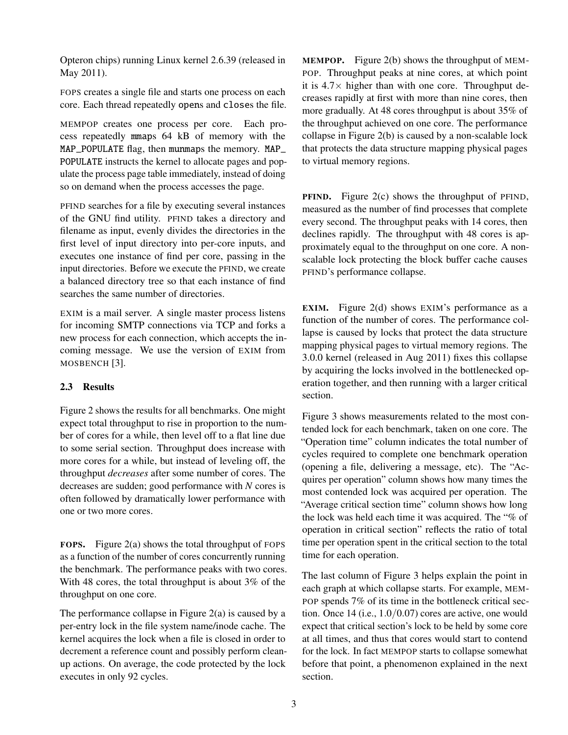Opteron chips) running Linux kernel 2.6.39 (released in May 2011).

FOPS creates a single file and starts one process on each core. Each thread repeatedly `open`s and `close`s the file.

MEMPOP creates one process per core. Each process repeatedly `mmap`s 64 kB of memory with the `MAP_POPULATE` flag, then `munmap`s the memory. `MAP_POPULATE` instructs the kernel to allocate pages and populate the process page table immediately, instead of doing so on demand when the process accesses the page.

PFIND searches for a file by executing several instances of the GNU find utility. PFIND takes a directory and filename as input, evenly divides the directories in the first level of input directory into per-core inputs, and executes one instance of find per core, passing in the input directories. Before we execute the PFIND, we create a balanced directory tree so that each instance of find searches the same number of directories.

EXIM is a mail server. A single master process listens for incoming SMTP connections via TCP and forks a new process for each connection, which accepts the incoming message. We use the version of EXIM from MOSBENCH [3].

### 2.3 Results

Figure 2 shows the results for all benchmarks. One might expect total throughput to rise in proportion to the number of cores for a while, then level off to a flat line due to some serial section. Throughput does increase with more cores for a while, but instead of leveling off, the throughput *decreases* after some number of cores. The decreases are sudden; good performance with *N* cores is often followed by dramatically lower performance with one or two more cores.

**FOPS.** Figure 2(a) shows the total throughput of FOPS as a function of the number of cores concurrently running the benchmark. The performance peaks with two cores. With 48 cores, the total throughput is about 3% of the throughput on one core.

The performance collapse in Figure 2(a) is caused by a per-entry lock in the file system name/inode cache. The kernel acquires the lock when a file is closed in order to decrement a reference count and possibly perform cleanup actions. On average, the code protected by the lock executes in only 92 cycles.

**MEMPOP.** Figure 2(b) shows the throughput of MEMPOP. Throughput peaks at nine cores, at which point it is $4.7\times$ higher than with one core. Throughput decreases rapidly at first with more than nine cores, then more gradually. At 48 cores throughput is about 35% of the throughput achieved on one core. The performance collapse in Figure 2(b) is caused by a non-scalable lock that protects the data structure mapping physical pages to virtual memory regions.

**PFIND.** Figure 2(c) shows the throughput of PFIND, measured as the number of find processes that complete every second. The throughput peaks with 14 cores, then declines rapidly. The throughput with 48 cores is approximately equal to the throughput on one core. A non-scalable lock protecting the block buffer cache causes PFIND's performance collapse.

**EXIM.** Figure 2(d) shows EXIM's performance as a function of the number of cores. The performance collapse is caused by locks that protect the data structure mapping physical pages to virtual memory regions. The 3.0.0 kernel (released in Aug 2011) fixes this collapse by acquiring the locks involved in the bottlenecked operation together, and then running with a larger critical section.

Figure 3 shows measurements related to the most contended lock for each benchmark, taken on one core. The "Operation time" column indicates the total number of cycles required to complete one benchmark operation (opening a file, delivering a message, etc). The "Acquires per operation" column shows how many times the most contended lock was acquired per operation. The "Average critical section time" column shows how long the lock was held each time it was acquired. The "% of operation in critical section" reflects the ratio of total time per operation spent in the critical section to the total time for each operation.

The last column of Figure 3 helps explain the point in each graph at which collapse starts. For example, MEMPOP spends 7% of its time in the bottleneck critical section. Once 14 (i.e., $1.0/0.07$) cores are active, one would expect that critical section's lock to be held by some core at all times, and thus that cores would start to contend for the lock. In fact MEMPOP starts to collapse somewhat before that point, a phenomenon explained in the next section.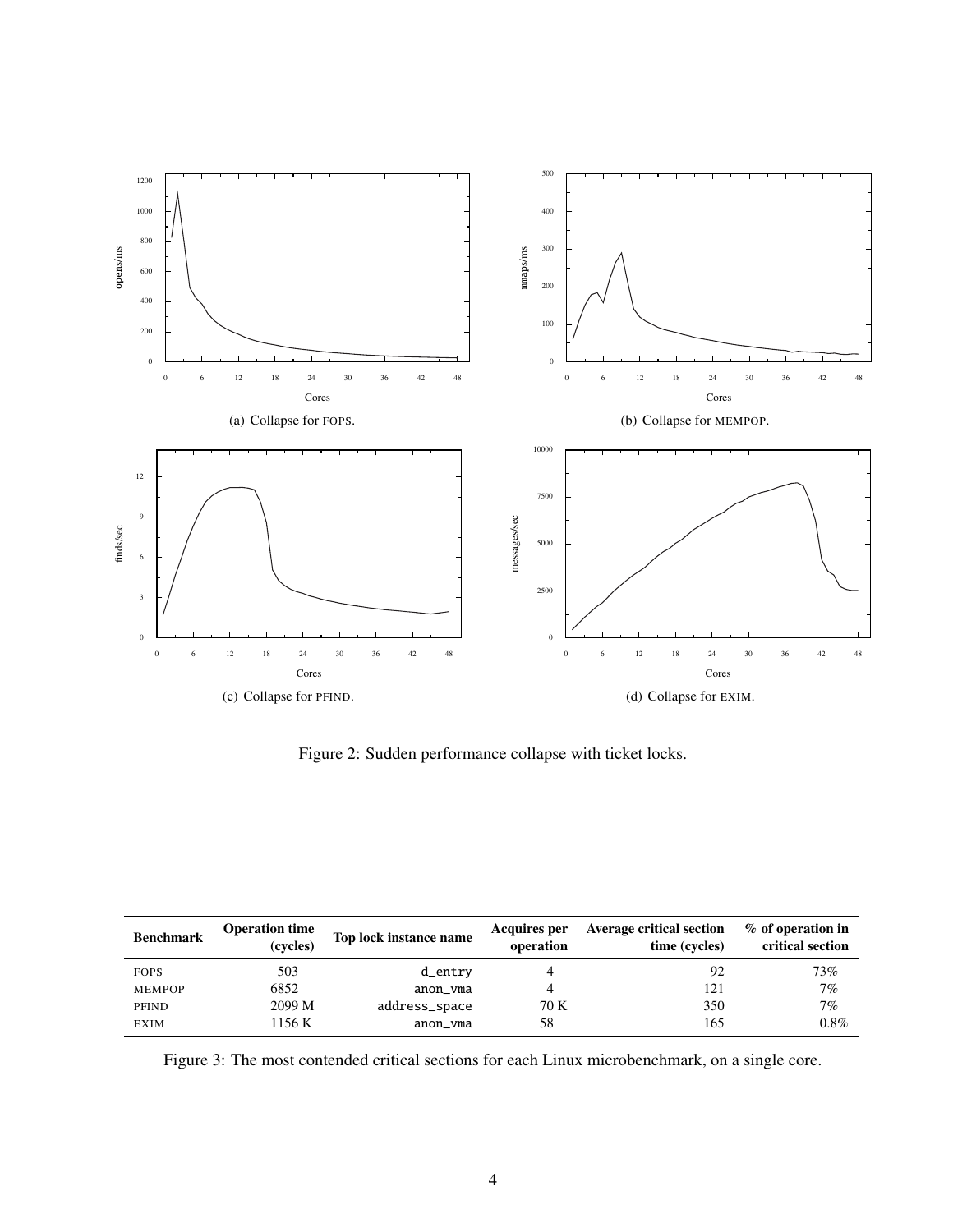(a) Collapse for FOPS.

(b) Collapse for MEMPOP.

(c) Collapse for PFIND.

(d) Collapse for EXIM.

Figure 2: Sudden performance collapse with ticket locks.

| Benchmark | Operation time (cycles) | Top lock instance name | Acquires per operation | Average critical section time (cycles) | % of operation in critical section |
|---|---|---|---|---|---|
| FOPS | 503 | d_entry | 4 | 92 | 73% |
| MEMPOP | 6852 | anon_vma | 4 | 121 | 7% |
| PFIND | 2099 M | address_space | 70 K | 350 | 7% |
| EXIM | 1156 K | anon_vma | 58 | 165 | 0.8% |

Figure 3: The most contended critical sections for each Linux microbenchmark, on a single core.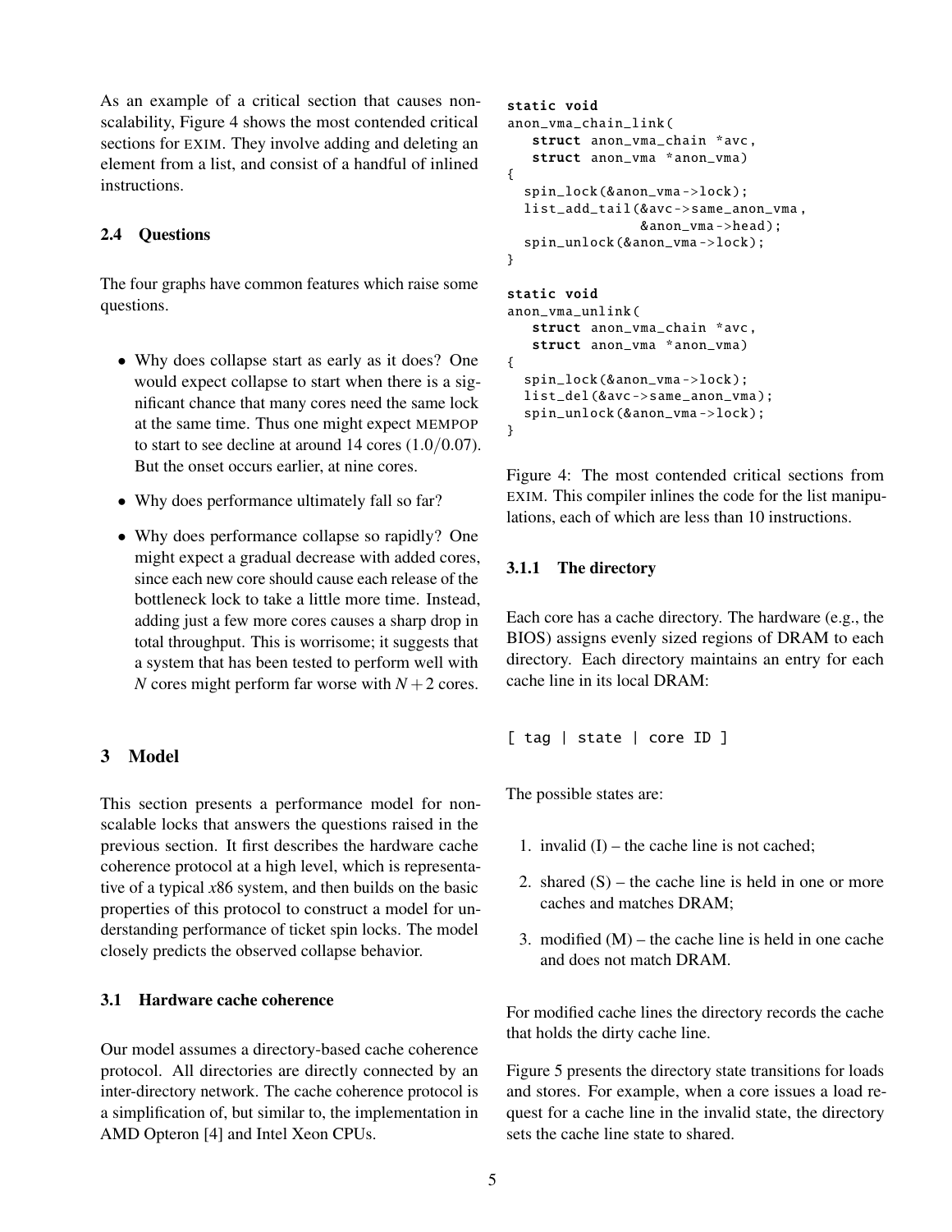As an example of a critical section that causes non-scalability, Figure 4 shows the most contended critical sections for EXIM. They involve adding and deleting an element from a list, and consist of a handful of inlined instructions.

### 2.4 Questions

The four graphs have common features which raise some questions.

- Why does collapse start as early as it does? One would expect collapse to start when there is a significant chance that many cores need the same lock at the same time. Thus one might expect MEMPOP to start to see decline at around 14 cores ($1.0/0.07$). But the onset occurs earlier, at nine cores.
- Why does performance ultimately fall so far?
- Why does performance collapse so rapidly? One might expect a gradual decrease with added cores, since each new core should cause each release of the bottleneck lock to take a little more time. Instead, adding just a few more cores causes a sharp drop in total throughput. This is worrisome; it suggests that a system that has been tested to perform well with $N$ cores might perform far worse with $N+2$ cores.

## 3 Model

This section presents a performance model for non-scalable locks that answers the questions raised in the previous section. It first describes the hardware cache coherence protocol at a high level, which is representative of a typical $x86$ system, and then builds on the basic properties of this protocol to construct a model for understanding performance of ticket spin locks. The model closely predicts the observed collapse behavior.

### 3.1 Hardware cache coherence

Our model assumes a directory-based cache coherence protocol. All directories are directly connected by an inter-directory network. The cache coherence protocol is a simplification of, but similar to, the implementation in AMD Opteron [4] and Intel Xeon CPUs.

```
static void
anon_vma_chain_link(
   struct anon_vma_chain *avc,
   struct anon_vma *anon_vma)
{
  spin_lock(&anon_vma->lock);
  list_add_tail(&avc->same_anon_vma,
                &anon_vma->head);
  spin_unlock(&anon_vma->lock);
}

static void
anon_vma_unlink(
   struct anon_vma_chain *avc,
   struct anon_vma *anon_vma)
{
  spin_lock(&anon_vma->lock);
  list_del(&avc->same_anon_vma);
  spin_unlock(&anon_vma->lock);
}
```

Figure 4: The most contended critical sections from EXIM. This compiler inlines the code for the list manipulations, each of which are less than 10 instructions.

#### 3.1.1 The directory

Each core has a cache directory. The hardware (e.g., the BIOS) assigns evenly sized regions of DRAM to each directory. Each directory maintains an entry for each cache line in its local DRAM:

```
[ tag | state | core ID ]
```

The possible states are:

1. invalid (I) – the cache line is not cached;
2. shared (S) – the cache line is held in one or more caches and matches DRAM;
3. modified (M) – the cache line is held in one cache and does not match DRAM.

For modified cache lines the directory records the cache that holds the dirty cache line.

Figure 5 presents the directory state transitions for loads and stores. For example, when a core issues a load request for a cache line in the invalid state, the directory sets the cache line state to shared.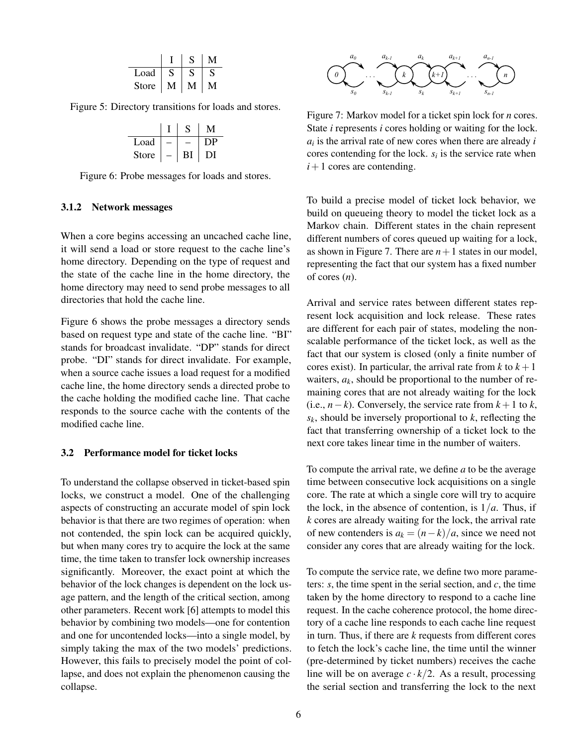|  | I | S | M |
|---|---|---|---|
| Load | S | S | S |
| Store | M | M | M |

Figure 5: Directory transitions for loads and stores.

|  | I | S | M |
|---|---|---|---|
| Load | – | – | DP |
| Store | – | BI | DI |

Figure 6: Probe messages for loads and stores.

#### 3.1.2 Network messages

When a core begins accessing an uncached cache line, it will send a load or store request to the cache line's home directory. Depending on the type of request and the state of the cache line in the home directory, the home directory may need to send probe messages to all directories that hold the cache line.

Figure 6 shows the probe messages a directory sends based on request type and state of the cache line. "BI" stands for broadcast invalidate. "DP" stands for direct probe. "DI" stands for direct invalidate. For example, when a source cache issues a load request for a modified cache line, the home directory sends a directed probe to the cache holding the modified cache line. That cache responds to the source cache with the contents of the modified cache line.

### 3.2 Performance model for ticket locks

To understand the collapse observed in ticket-based spin locks, we construct a model. One of the challenging aspects of constructing an accurate model of spin lock behavior is that there are two regimes of operation: when not contended, the spin lock can be acquired quickly, but when many cores try to acquire the lock at the same time, the time taken to transfer lock ownership increases significantly. Moreover, the exact point at which the behavior of the lock changes is dependent on the lock usage pattern, and the length of the critical section, among other parameters. Recent work [6] attempts to model this behavior by combining two models—one for contention and one for uncontended locks—into a single model, by simply taking the max of the two models' predictions. However, this fails to precisely model the point of collapse, and does not explain the phenomenon causing the collapse.

Figure 7: Markov model for a ticket spin lock for $n$ cores. State $i$ represents $i$ cores holding or waiting for the lock. $a_i$ is the arrival rate of new cores when there are already $i$ cores contending for the lock. $s_i$ is the service rate when $i+1$ cores are contending.

To build a precise model of ticket lock behavior, we build on queueing theory to model the ticket lock as a Markov chain. Different states in the chain represent different numbers of cores queued up waiting for a lock, as shown in Figure 7. There are $n+1$ states in our model, representing the fact that our system has a fixed number of cores ($n$).

Arrival and service rates between different states represent lock acquisition and lock release. These rates are different for each pair of states, modeling the non-scalable performance of the ticket lock, as well as the fact that our system is closed (only a finite number of cores exist). In particular, the arrival rate from $k$ to $k+1$ waiters, $a_k$, should be proportional to the number of remaining cores that are not already waiting for the lock (i.e., $n-k$). Conversely, the service rate from $k+1$ to $k$, $s_k$, should be inversely proportional to $k$, reflecting the fact that transferring ownership of a ticket lock to the next core takes linear time in the number of waiters.

To compute the arrival rate, we define $a$ to be the average time between consecutive lock acquisitions on a single core. The rate at which a single core will try to acquire the lock, in the absence of contention, is $1/a$. Thus, if $k$ cores are already waiting for the lock, the arrival rate of new contenders is $a_k = (n-k)/a$, since we need not consider any cores that are already waiting for the lock.

To compute the service rate, we define two more parameters: $s$, the time spent in the serial section, and $c$, the time taken by the home directory to respond to a cache line request. In the cache coherence protocol, the home directory of a cache line responds to each cache line request in turn. Thus, if there are $k$ requests from different cores to fetch the lock's cache line, the time until the winner (pre-determined by ticket numbers) receives the cache line will be on average $c \cdot k/2$. As a result, processing the serial section and transferring the lock to the next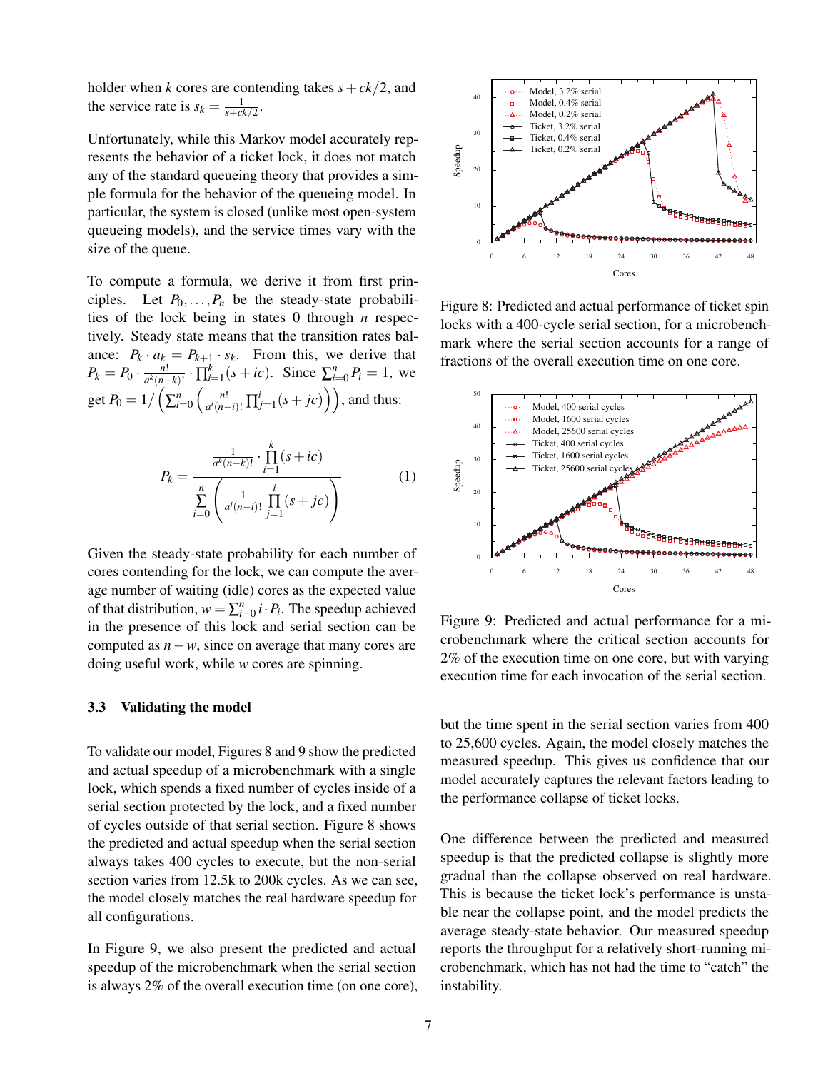holder when $k$ cores are contending takes $s + ck/2$, and the service rate is $s_k = \frac{1}{s+ck/2}$.

Unfortunately, while this Markov model accurately represents the behavior of a ticket lock, it does not match any of the standard queueing theory that provides a simple formula for the behavior of the queueing model. In particular, the system is closed (unlike most open-system queueing models), and the service times vary with the size of the queue.

To compute a formula, we derive it from first principles. Let $P_0, \ldots, P_n$ be the steady-state probabilities of the lock being in states 0 through $n$ respectively. Steady state means that the transition rates balance: $P_k \cdot a_k = P_{k+1} \cdot s_k$. From this, we derive that $P_k = P_0 \cdot \frac{n!}{a^k(n-k)!} \cdot \prod_{i=1}^{k}(s+ic)$. Since $\sum_{i=0}^{n} P_i = 1$, we get $P_0 = 1/\left(\sum_{i=0}^{n}\left(\frac{n!}{a^i(n-i)!}\prod_{j=1}^{i}(s+jc)\right)\right)$, and thus:

$$P_k = \frac{\frac{1}{a^k(n-k)!} \cdot \prod_{i=1}^{k}(s+ic)}{\sum_{i=0}^{n}\left(\frac{1}{a^i(n-i)!}\prod_{j=1}^{i}(s+jc)\right)} \tag{1}$$

Given the steady-state probability for each number of cores contending for the lock, we can compute the average number of waiting (idle) cores as the expected value of that distribution, $w = \sum_{i=0}^{n} i \cdot P_i$. The speedup achieved in the presence of this lock and serial section can be computed as $n - w$, since on average that many cores are doing useful work, while $w$ cores are spinning.

### 3.3 Validating the model

To validate our model, Figures 8 and 9 show the predicted and actual speedup of a microbenchmark with a single lock, which spends a fixed number of cycles inside of a serial section protected by the lock, and a fixed number of cycles outside of that serial section. Figure 8 shows the predicted and actual speedup when the serial section always takes 400 cycles to execute, but the non-serial section varies from 12.5k to 200k cycles. As we can see, the model closely matches the real hardware speedup for all configurations.

In Figure 9, we also present the predicted and actual speedup of the microbenchmark when the serial section is always 2% of the overall execution time (on one core), but the time spent in the serial section varies from 400 to 25,600 cycles. Again, the model closely matches the measured speedup. This gives us confidence that our model accurately captures the relevant factors leading to the performance collapse of ticket locks.

Figure 8: Predicted and actual performance of ticket spin locks with a 400-cycle serial section, for a microbenchmark where the serial section accounts for a range of fractions of the overall execution time on one core.

Figure 9: Predicted and actual performance for a microbenchmark where the critical section accounts for 2% of the execution time on one core, but with varying execution time for each invocation of the serial section.

One difference between the predicted and measured speedup is that the predicted collapse is slightly more gradual than the collapse observed on real hardware. This is because the ticket lock's performance is unstable near the collapse point, and the model predicts the average steady-state behavior. Our measured speedup reports the throughput for a relatively short-running microbenchmark, which has not had the time to "catch" the instability.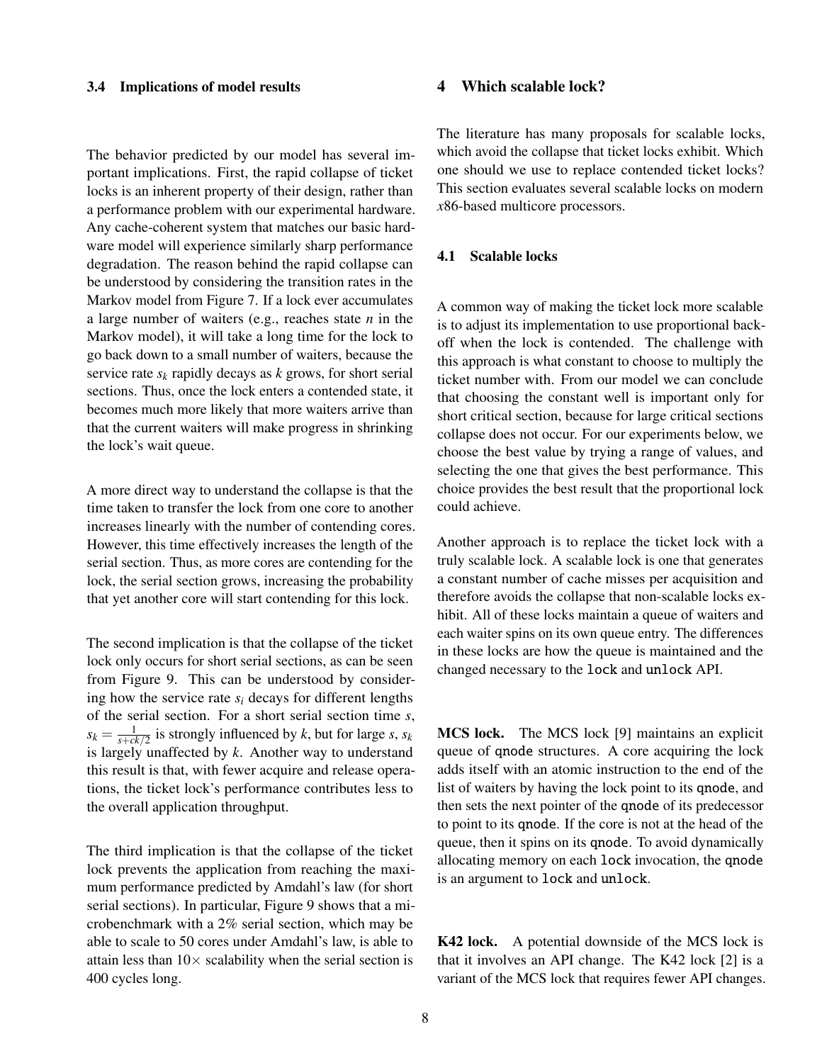### 3.4 Implications of model results

The behavior predicted by our model has several important implications. First, the rapid collapse of ticket locks is an inherent property of their design, rather than a performance problem with our experimental hardware. Any cache-coherent system that matches our basic hardware model will experience similarly sharp performance degradation. The reason behind the rapid collapse can be understood by considering the transition rates in the Markov model from Figure 7. If a lock ever accumulates a large number of waiters (e.g., reaches state $n$ in the Markov model), it will take a long time for the lock to go back down to a small number of waiters, because the service rate $s_k$ rapidly decays as $k$ grows, for short serial sections. Thus, once the lock enters a contended state, it becomes much more likely that more waiters arrive than that the current waiters will make progress in shrinking the lock's wait queue.

A more direct way to understand the collapse is that the time taken to transfer the lock from one core to another increases linearly with the number of contending cores. However, this time effectively increases the length of the serial section. Thus, as more cores are contending for the lock, the serial section grows, increasing the probability that yet another core will start contending for this lock.

The second implication is that the collapse of the ticket lock only occurs for short serial sections, as can be seen from Figure 9. This can be understood by considering how the service rate $s_i$ decays for different lengths of the serial section. For a short serial section time $s$, $s_k = \frac{1}{s+ck/2}$ is strongly influenced by $k$, but for large $s$, $s_k$ is largely unaffected by $k$. Another way to understand this result is that, with fewer acquire and release operations, the ticket lock's performance contributes less to the overall application throughput.

The third implication is that the collapse of the ticket lock prevents the application from reaching the maximum performance predicted by Amdahl's law (for short serial sections). In particular, Figure 9 shows that a microbenchmark with a 2% serial section, which may be able to scale to 50 cores under Amdahl's law, is able to attain less than 10× scalability when the serial section is 400 cycles long.

## 4 Which scalable lock?

The literature has many proposals for scalable locks, which avoid the collapse that ticket locks exhibit. Which one should we use to replace contended ticket locks? This section evaluates several scalable locks on modern *x*86-based multicore processors.

### 4.1 Scalable locks

A common way of making the ticket lock more scalable is to adjust its implementation to use proportional backoff when the lock is contended. The challenge with this approach is what constant to choose to multiply the ticket number with. From our model we can conclude that choosing the constant well is important only for short critical section, because for large critical sections collapse does not occur. For our experiments below, we choose the best value by trying a range of values, and selecting the one that gives the best performance. This choice provides the best result that the proportional lock could achieve.

Another approach is to replace the ticket lock with a truly scalable lock. A scalable lock is one that generates a constant number of cache misses per acquisition and therefore avoids the collapse that non-scalable locks exhibit. All of these locks maintain a queue of waiters and each waiter spins on its own queue entry. The differences in these locks are how the queue is maintained and the changed necessary to the `lock` and `unlock` API.

**MCS lock.** The MCS lock [9] maintains an explicit queue of `qnode` structures. A core acquiring the lock adds itself with an atomic instruction to the end of the list of waiters by having the lock point to its `qnode`, and then sets the next pointer of the `qnode` of its predecessor to point to its `qnode`. If the core is not at the head of the queue, then it spins on its `qnode`. To avoid dynamically allocating memory on each `lock` invocation, the `qnode` is an argument to `lock` and `unlock`.

**K42 lock.** A potential downside of the MCS lock is that it involves an API change. The K42 lock [2] is a variant of the MCS lock that requires fewer API changes.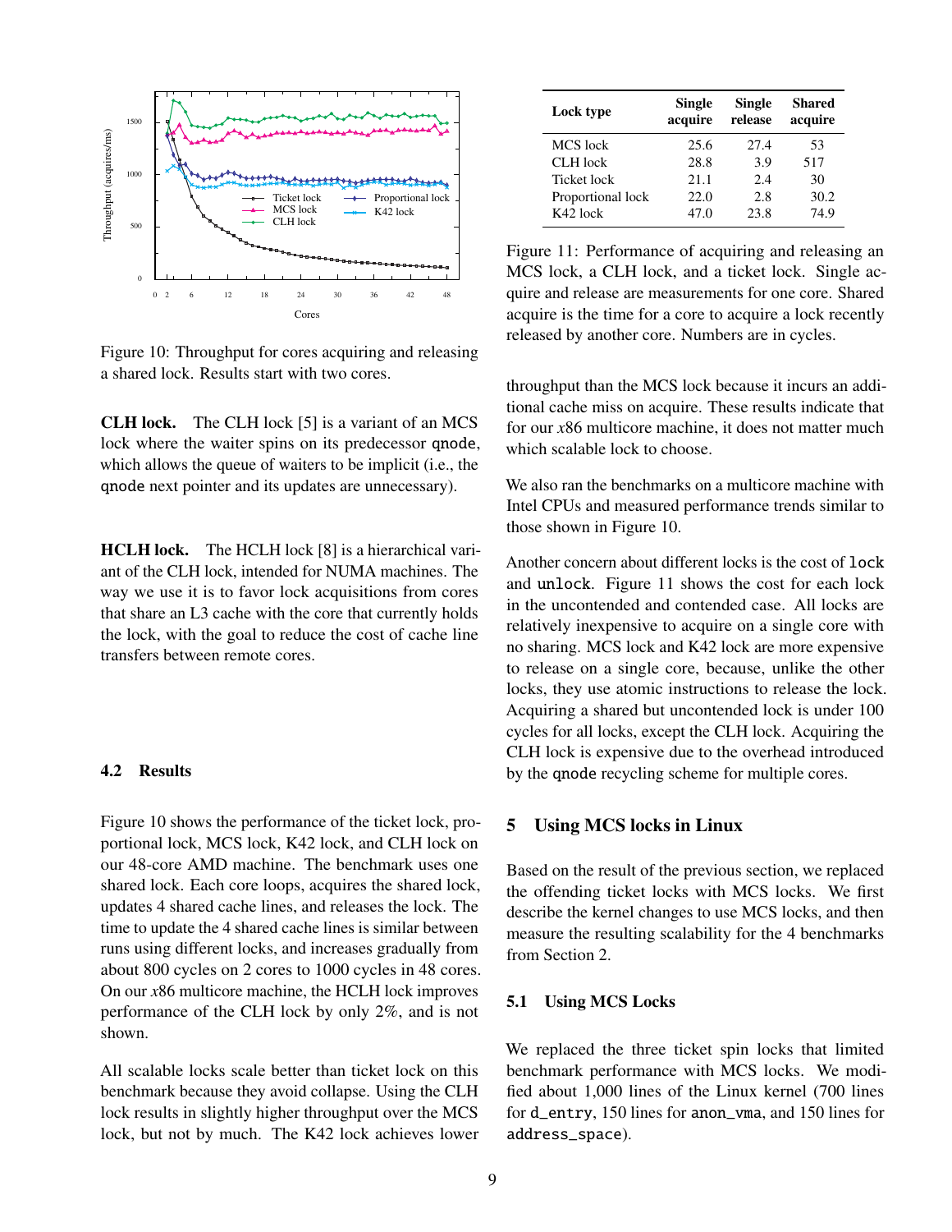Figure 10: Throughput for cores acquiring and releasing a shared lock. Results start with two cores.

**CLH lock.** The CLH lock [5] is a variant of an MCS lock where the waiter spins on its predecessor qnode, which allows the queue of waiters to be implicit (i.e., the qnode next pointer and its updates are unnecessary).

**HCLH lock.** The HCLH lock [8] is a hierarchical variant of the CLH lock, intended for NUMA machines. The way we use it is to favor lock acquisitions from cores that share an L3 cache with the core that currently holds the lock, with the goal to reduce the cost of cache line transfers between remote cores.

### 4.2 Results

Figure 10 shows the performance of the ticket lock, proportional lock, MCS lock, K42 lock, and CLH lock on our 48-core AMD machine. The benchmark uses one shared lock. Each core loops, acquires the shared lock, updates 4 shared cache lines, and releases the lock. The time to update the 4 shared cache lines is similar between runs using different locks, and increases gradually from about 800 cycles on 2 cores to 1000 cycles in 48 cores. On our *x*86 multicore machine, the HCLH lock improves performance of the CLH lock by only 2%, and is not shown.

All scalable locks scale better than ticket lock on this benchmark because they avoid collapse. Using the CLH lock results in slightly higher throughput over the MCS lock, but not by much. The K42 lock achieves lower throughput than the MCS lock because it incurs an additional cache miss on acquire. These results indicate that for our *x*86 multicore machine, it does not matter much which scalable lock to choose.

We also ran the benchmarks on a multicore machine with Intel CPUs and measured performance trends similar to those shown in Figure 10.

| Lock type | Single acquire | Single release | Shared acquire |
|---|---|---|---|
| MCS lock | 25.6 | 27.4 | 53 |
| CLH lock | 28.8 | 3.9 | 517 |
| Ticket lock | 21.1 | 2.4 | 30 |
| Proportional lock | 22.0 | 2.8 | 30.2 |
| K42 lock | 47.0 | 23.8 | 74.9 |

Figure 11: Performance of acquiring and releasing an MCS lock, a CLH lock, and a ticket lock. Single acquire and release are measurements for one core. Shared acquire is the time for a core to acquire a lock recently released by another core. Numbers are in cycles.

Another concern about different locks is the cost of lock and unlock. Figure 11 shows the cost for each lock in the uncontended and contended case. All locks are relatively inexpensive to acquire on a single core with no sharing. MCS lock and K42 lock are more expensive to release on a single core, because, unlike the other locks, they use atomic instructions to release the lock. Acquiring a shared but uncontended lock is under 100 cycles for all locks, except the CLH lock. Acquiring the CLH lock is expensive due to the overhead introduced by the qnode recycling scheme for multiple cores.

## 5 Using MCS locks in Linux

Based on the result of the previous section, we replaced the offending ticket locks with MCS locks. We first describe the kernel changes to use MCS locks, and then measure the resulting scalability for the 4 benchmarks from Section 2.

### 5.1 Using MCS Locks

We replaced the three ticket spin locks that limited benchmark performance with MCS locks. We modified about 1,000 lines of the Linux kernel (700 lines for d_entry, 150 lines for anon_vma, and 150 lines for address_space).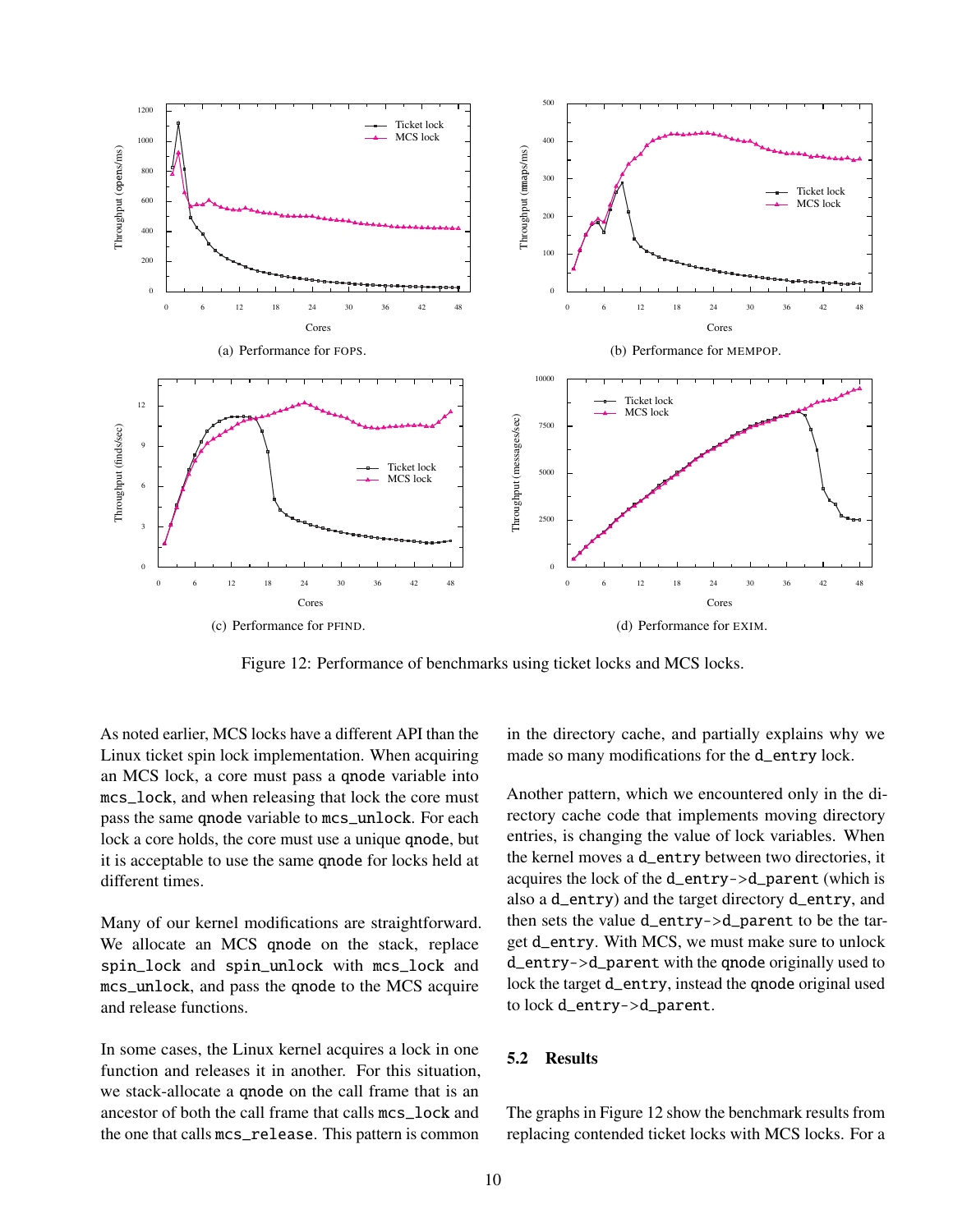(a) Performance for FOPS.

(b) Performance for MEMPOP.

(c) Performance for PFIND.

(d) Performance for EXIM.

Figure 12: Performance of benchmarks using ticket locks and MCS locks.

As noted earlier, MCS locks have a different API than the Linux ticket spin lock implementation. When acquiring an MCS lock, a core must pass a `qnode` variable into `mcs_lock`, and when releasing that lock the core must pass the same `qnode` variable to `mcs_unlock`. For each lock a core holds, the core must use a unique `qnode`, but it is acceptable to use the same `qnode` for locks held at different times.

Many of our kernel modifications are straightforward. We allocate an MCS `qnode` on the stack, replace `spin_lock` and `spin_unlock` with `mcs_lock` and `mcs_unlock`, and pass the `qnode` to the MCS acquire and release functions.

In some cases, the Linux kernel acquires a lock in one function and releases it in another. For this situation, we stack-allocate a `qnode` on the call frame that is an ancestor of both the call frame that calls `mcs_lock` and the one that calls `mcs_release`. This pattern is common in the directory cache, and partially explains why we made so many modifications for the `d_entry` lock.

Another pattern, which we encountered only in the directory cache code that implements moving directory entries, is changing the value of lock variables. When the kernel moves a `d_entry` between two directories, it acquires the lock of the `d_entry->d_parent` (which is also a `d_entry`) and the target directory `d_entry`, and then sets the value `d_entry->d_parent` to be the target `d_entry`. With MCS, we must make sure to unlock `d_entry->d_parent` with the `qnode` originally used to lock the target `d_entry`, instead the `qnode` original used to lock `d_entry->d_parent`.

### 5.2 Results

The graphs in Figure 12 show the benchmark results from replacing contended ticket locks with MCS locks. For a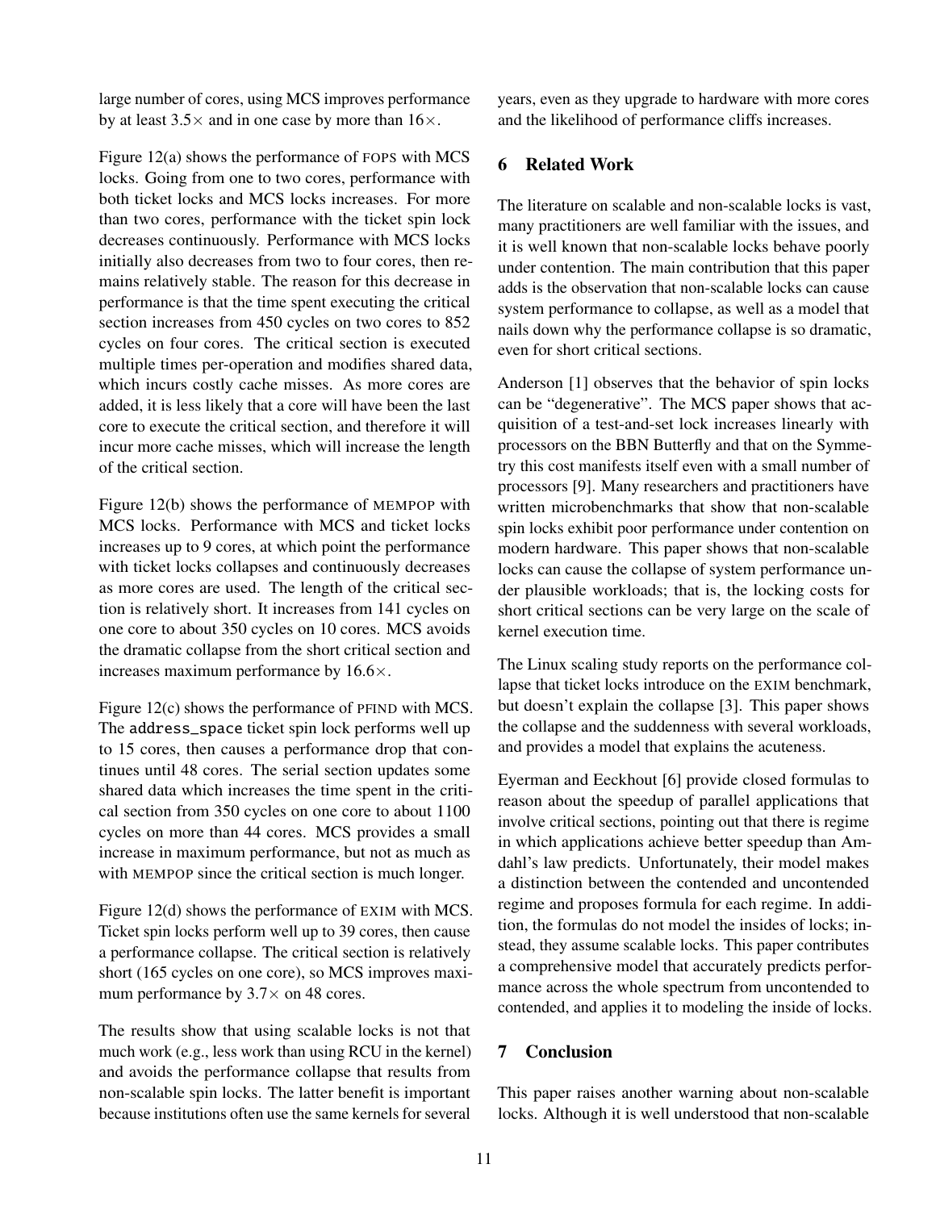large number of cores, using MCS improves performance by at least $3.5\times$ and in one case by more than $16\times$.

Figure 12(a) shows the performance of FOPS with MCS locks. Going from one to two cores, performance with both ticket locks and MCS locks increases. For more than two cores, performance with the ticket spin lock decreases continuously. Performance with MCS locks initially also decreases from two to four cores, then remains relatively stable. The reason for this decrease in performance is that the time spent executing the critical section increases from 450 cycles on two cores to 852 cycles on four cores. The critical section is executed multiple times per-operation and modifies shared data, which incurs costly cache misses. As more cores are added, it is less likely that a core will have been the last core to execute the critical section, and therefore it will incur more cache misses, which will increase the length of the critical section.

Figure 12(b) shows the performance of MEMPOP with MCS locks. Performance with MCS and ticket locks increases up to 9 cores, at which point the performance with ticket locks collapses and continuously decreases as more cores are used. The length of the critical section is relatively short. It increases from 141 cycles on one core to about 350 cycles on 10 cores. MCS avoids the dramatic collapse from the short critical section and increases maximum performance by $16.6\times$.

Figure 12(c) shows the performance of PFIND with MCS. The `address_space` ticket spin lock performs well up to 15 cores, then causes a performance drop that continues until 48 cores. The serial section updates some shared data which increases the time spent in the critical section from 350 cycles on one core to about 1100 cycles on more than 44 cores. MCS provides a small increase in maximum performance, but not as much as with MEMPOP since the critical section is much longer.

Figure 12(d) shows the performance of EXIM with MCS. Ticket spin locks perform well up to 39 cores, then cause a performance collapse. The critical section is relatively short (165 cycles on one core), so MCS improves maximum performance by $3.7\times$ on 48 cores.

The results show that using scalable locks is not that much work (e.g., less work than using RCU in the kernel) and avoids the performance collapse that results from non-scalable spin locks. The latter benefit is important because institutions often use the same kernels for several years, even as they upgrade to hardware with more cores and the likelihood of performance cliffs increases.

## 6 Related Work

The literature on scalable and non-scalable locks is vast, many practitioners are well familiar with the issues, and it is well known that non-scalable locks behave poorly under contention. The main contribution that this paper adds is the observation that non-scalable locks can cause system performance to collapse, as well as a model that nails down why the performance collapse is so dramatic, even for short critical sections.

Anderson [1] observes that the behavior of spin locks can be "degenerative". The MCS paper shows that acquisition of a test-and-set lock increases linearly with processors on the BBN Butterfly and that on the Symmetry this cost manifests itself even with a small number of processors [9]. Many researchers and practitioners have written microbenchmarks that show that non-scalable spin locks exhibit poor performance under contention on modern hardware. This paper shows that non-scalable locks can cause the collapse of system performance under plausible workloads; that is, the locking costs for short critical sections can be very large on the scale of kernel execution time.

The Linux scaling study reports on the performance collapse that ticket locks introduce on the EXIM benchmark, but doesn't explain the collapse [3]. This paper shows the collapse and the suddenness with several workloads, and provides a model that explains the acuteness.

Eyerman and Eeckhout [6] provide closed formulas to reason about the speedup of parallel applications that involve critical sections, pointing out that there is regime in which applications achieve better speedup than Amdahl's law predicts. Unfortunately, their model makes a distinction between the contended and uncontended regime and proposes formula for each regime. In addition, the formulas do not model the insides of locks; instead, they assume scalable locks. This paper contributes a comprehensive model that accurately predicts performance across the whole spectrum from uncontended to contended, and applies it to modeling the inside of locks.

## 7 Conclusion

This paper raises another warning about non-scalable locks. Although it is well understood that non-scalable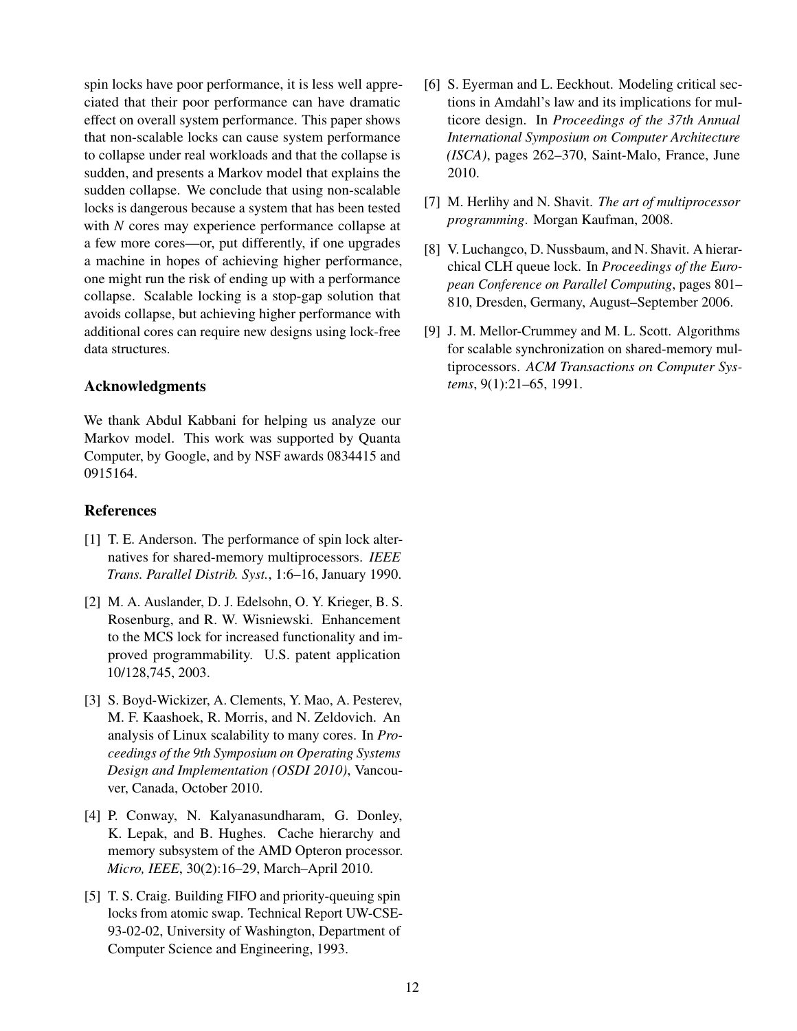spin locks have poor performance, it is less well appreciated that their poor performance can have dramatic effect on overall system performance. This paper shows that non-scalable locks can cause system performance to collapse under real workloads and that the collapse is sudden, and presents a Markov model that explains the sudden collapse. We conclude that using non-scalable locks is dangerous because a system that has been tested with *N* cores may experience performance collapse at a few more cores—or, put differently, if one upgrades a machine in hopes of achieving higher performance, one might run the risk of ending up with a performance collapse. Scalable locking is a stop-gap solution that avoids collapse, but achieving higher performance with additional cores can require new designs using lock-free data structures.

## Acknowledgments

We thank Abdul Kabbani for helping us analyze our Markov model. This work was supported by Quanta Computer, by Google, and by NSF awards 0834415 and 0915164.

## References

[1] T. E. Anderson. The performance of spin lock alternatives for shared-memory multiprocessors. *IEEE Trans. Parallel Distrib. Syst.*, 1:6–16, January 1990.

[2] M. A. Auslander, D. J. Edelsohn, O. Y. Krieger, B. S. Rosenburg, and R. W. Wisniewski. Enhancement to the MCS lock for increased functionality and improved programmability. U.S. patent application 10/128,745, 2003.

[3] S. Boyd-Wickizer, A. Clements, Y. Mao, A. Pesterev, M. F. Kaashoek, R. Morris, and N. Zeldovich. An analysis of Linux scalability to many cores. In *Proceedings of the 9th Symposium on Operating Systems Design and Implementation (OSDI 2010)*, Vancouver, Canada, October 2010.

[4] P. Conway, N. Kalyanasundharam, G. Donley, K. Lepak, and B. Hughes. Cache hierarchy and memory subsystem of the AMD Opteron processor. *Micro, IEEE*, 30(2):16–29, March–April 2010.

[5] T. S. Craig. Building FIFO and priority-queuing spin locks from atomic swap. Technical Report UW-CSE-93-02-02, University of Washington, Department of Computer Science and Engineering, 1993.

[6] S. Eyerman and L. Eeckhout. Modeling critical sections in Amdahl's law and its implications for multicore design. In *Proceedings of the 37th Annual International Symposium on Computer Architecture (ISCA)*, pages 262–370, Saint-Malo, France, June 2010.

[7] M. Herlihy and N. Shavit. *The art of multiprocessor programming*. Morgan Kaufman, 2008.

[8] V. Luchangco, D. Nussbaum, and N. Shavit. A hierarchical CLH queue lock. In *Proceedings of the European Conference on Parallel Computing*, pages 801–810, Dresden, Germany, August–September 2006.

[9] J. M. Mellor-Crummey and M. L. Scott. Algorithms for scalable synchronization on shared-memory multiprocessors. *ACM Transactions on Computer Systems*, 9(1):21–65, 1991.